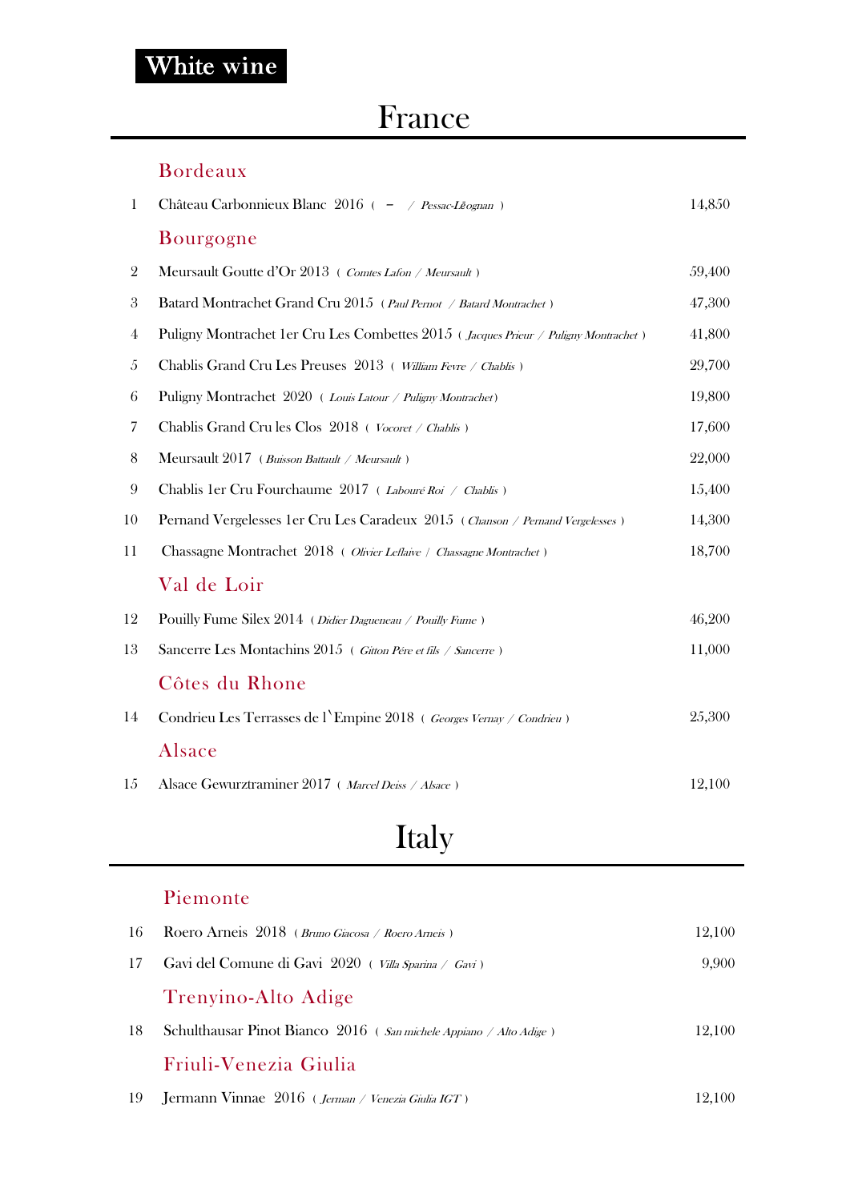# White wine

## France

### Bordeaux

| No. | Wine | Price |
|---|---|---|
| 1 | Château Carbonnieux Blanc 2016 ( *－ / Pessac-Léognan* ) | 14,850 |

### Bourgogne

| No. | Wine | Price |
|---|---|---|
| 2 | Meursault Goutte d'Or 2013 ( *Comtes Lafon / Meursault* ) | 59,400 |
| 3 | Batard Montrachet Grand Cru 2015 ( *Paul Pernot / Batard Montrachet* ) | 47,300 |
| 4 | Puligny Montrachet 1er Cru Les Combettes 2015 ( *Jacques Prieur / Puligny Montrachet* ) | 41,800 |
| 5 | Chablis Grand Cru Les Preuses 2013 ( *William Fevre / Chablis* ) | 29,700 |
| 6 | Puligny Montrachet 2020 ( *Louis Latour / Puligny Montrachet* ) | 19,800 |
| 7 | Chablis Grand Cru les Clos 2018 ( *Vocoret / Chablis* ) | 17,600 |
| 8 | Meursault 2017 ( *Buisson Battault / Meursault* ) | 22,000 |
| 9 | Chablis 1er Cru Fourchaume 2017 ( *Labouré Roi / Chablis* ) | 15,400 |
| 10 | Pernand Vergelesses 1er Cru Les Caradeux 2015 ( *Chanson / Pernand Vergelesses* ) | 14,300 |
| 11 | Chassagne Montrachet 2018 ( *Olivier Leflaive / Chassagne Montrachet* ) | 18,700 |

### Val de Loir

| No. | Wine | Price |
|---|---|---|
| 12 | Pouilly Fume Silex 2014 ( *Didier Dagueneau / Pouilly Fume* ) | 46,200 |
| 13 | Sancerre Les Montachins 2015 ( *Gitton Pére et fils / Sancerre* ) | 11,000 |

### Côtes du Rhone

| No. | Wine | Price |
|---|---|---|
| 14 | Condrieu Les Terrasses de l`Empine 2018 ( *Georges Vernay / Condrieu* ) | 25,300 |

### Alsace

| No. | Wine | Price |
|---|---|---|
| 15 | Alsace Gewurztraminer 2017 ( *Marcel Deiss / Alsace* ) | 12,100 |

## Italy

### Piemonte

| No. | Wine | Price |
|---|---|---|
| 16 | Roero Arneis 2018 ( *Bruno Giacosa / Roero Arneis* ) | 12,100 |
| 17 | Gavi del Comune di Gavi 2020 ( *Villa Sparina / Gavi* ) | 9,900 |

### Trenyino-Alto Adige

| No. | Wine | Price |
|---|---|---|
| 18 | Schulthausar Pinot Bianco 2016 ( *San michele Appiano / Alto Adige* ) | 12,100 |

### Friuli-Venezia Giulia

| No. | Wine | Price |
|---|---|---|
| 19 | Jermann Vinnae 2016 ( *Jerman / Venezia Giulia IGT* ) | 12,100 |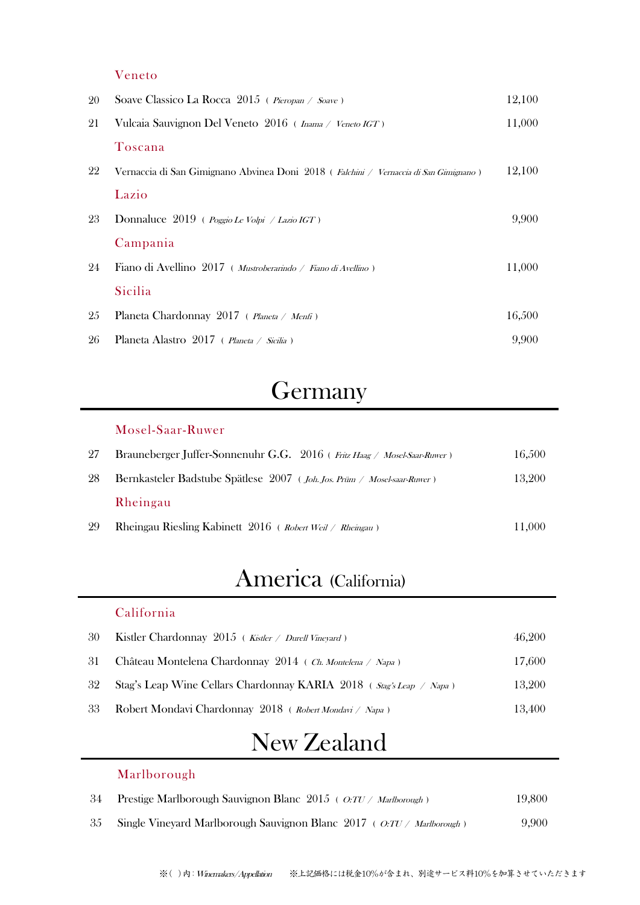### Veneto

| | | |
|---|---|---|
| 20 | Soave Classico La Rocca 2015 ( *Pieropan / Soave* ) | 12,100 |
| 21 | Vulcaia Sauvignon Del Veneto 2016 ( *Inama / Veneto IGT* ) | 11,000 |

### Toscana

| | | |
|---|---|---|
| 22 | Vernaccia di San Gimignano Abvinea Doni 2018 ( *Falchini / Vernaccia di San Gimignano* ) | 12,100 |

### Lazio

| | | |
|---|---|---|
| 23 | Donnaluce 2019 ( *Poggio Le Volpi / Lazio IGT* ) | 9,900 |

### Campania

| | | |
|---|---|---|
| 24 | Fiano di Avellino 2017 ( *Mastroberardino / Fiano di Avellino* ) | 11,000 |

### Sicilia

| | | |
|---|---|---|
| 25 | Planeta Chardonnay 2017 ( *Planeta / Menfi* ) | 16,500 |
| 26 | Planeta Alastro 2017 ( *Planeta / Sicilia* ) | 9,900 |

## Germany

### Mosel-Saar-Ruwer

| | | |
|---|---|---|
| 27 | Brauneberger Juffer-Sonnenuhr G.G. 2016 ( *Fritz Haag / Mosel-Saar-Ruwer* ) | 16,500 |
| 28 | Bernkasteler Badstube Spätlese 2007 ( *Joh. Jos. Prüm / Mosel-saar-Ruwer* ) | 13,200 |

### Rheingau

| | | |
|---|---|---|
| 29 | Rheingau Riesling Kabinett 2016 ( *Robert Weil / Rheingau* ) | 11,000 |

## America (California)

### California

| | | |
|---|---|---|
| 30 | Kistler Chardonnay 2015 ( *Kistler / Durell Vineyard* ) | 46,200 |
| 31 | Château Montelena Chardonnay 2014 ( *Ch. Montelena / Napa* ) | 17,600 |
| 32 | Stag's Leap Wine Cellars Chardonnay KARIA 2018 ( *Stag's Leap / Napa* ) | 13,200 |
| 33 | Robert Mondavi Chardonnay 2018 ( *Robert Mondavi / Napa* ) | 13,400 |

## New Zealand

### Marlborough

| | | |
|---|---|---|
| 34 | Prestige Marlborough Sauvignon Blanc 2015 ( *O:TU / Marlborough* ) | 19,800 |
| 35 | Single Vineyard Marlborough Sauvignon Blanc 2017 ( *O:TU / Marlborough* ) | 9,900 |

※( )内: *Winemakers/Appellation* ※上記価格には税金10%が含まれ、別途サービス料10%を加算させていただきます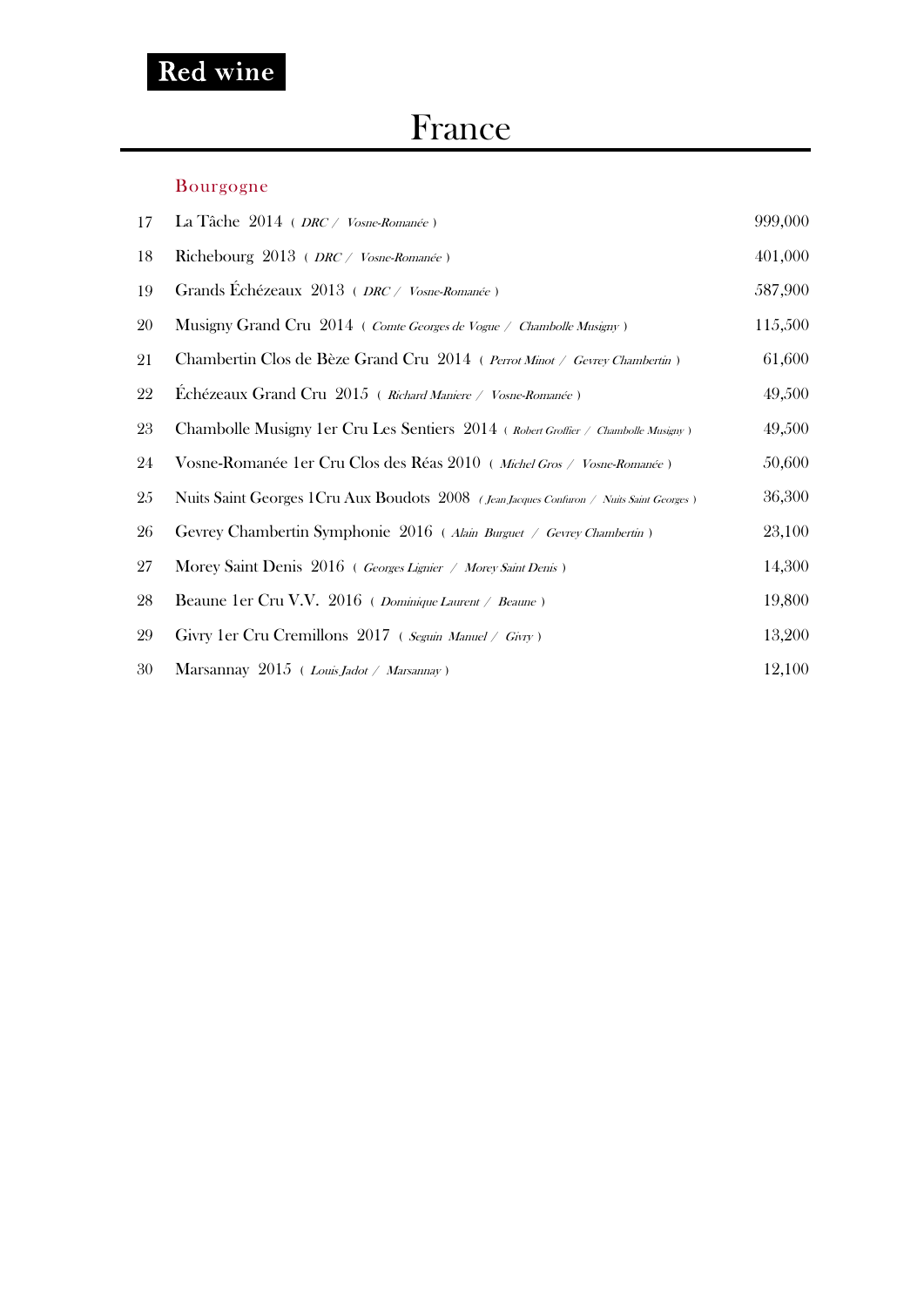## Red wine

# France

### Bourgogne

| No. | Wine | Price |
|---|---|---|
| 17 | La Tâche 2014 ( *DRC / Vosne-Romanée* ) | 999,000 |
| 18 | Richebourg 2013 ( *DRC / Vosne-Romanée* ) | 401,000 |
| 19 | Grands Échézeaux 2013 ( *DRC / Vosne-Romanée* ) | 587,900 |
| 20 | Musigny Grand Cru 2014 ( *Comte Georges de Vogue / Chambolle Musigny* ) | 115,500 |
| 21 | Chambertin Clos de Bèze Grand Cru 2014 ( *Perrot Minot / Gevrey Chambertin* ) | 61,600 |
| 22 | Échézeaux Grand Cru 2015 ( *Richard Maniere / Vosne-Romanée* ) | 49,500 |
| 23 | Chambolle Musigny 1er Cru Les Sentiers 2014 ( *Robert Groffier / Chambolle Musigny* ) | 49,500 |
| 24 | Vosne-Romanée 1er Cru Clos des Réas 2010 ( *Michel Gros / Vosne-Romanée* ) | 50,600 |
| 25 | Nuits Saint Georges 1Cru Aux Boudots 2008 ( *Jean Jacques Confuron / Nuits Saint Georges* ) | 36,300 |
| 26 | Gevrey Chambertin Symphonie 2016 ( *Alain Burguet / Gevrey Chambertin* ) | 23,100 |
| 27 | Morey Saint Denis 2016 ( *Georges Lignier / Morey Saint Denis* ) | 14,300 |
| 28 | Beaune 1er Cru V.V. 2016 ( *Dominique Laurent / Beaune* ) | 19,800 |
| 29 | Givry 1er Cru Cremillons 2017 ( *Seguin Manuel / Givry* ) | 13,200 |
| 30 | Marsannay 2015 ( *Louis Jadot / Marsannay* ) | 12,100 |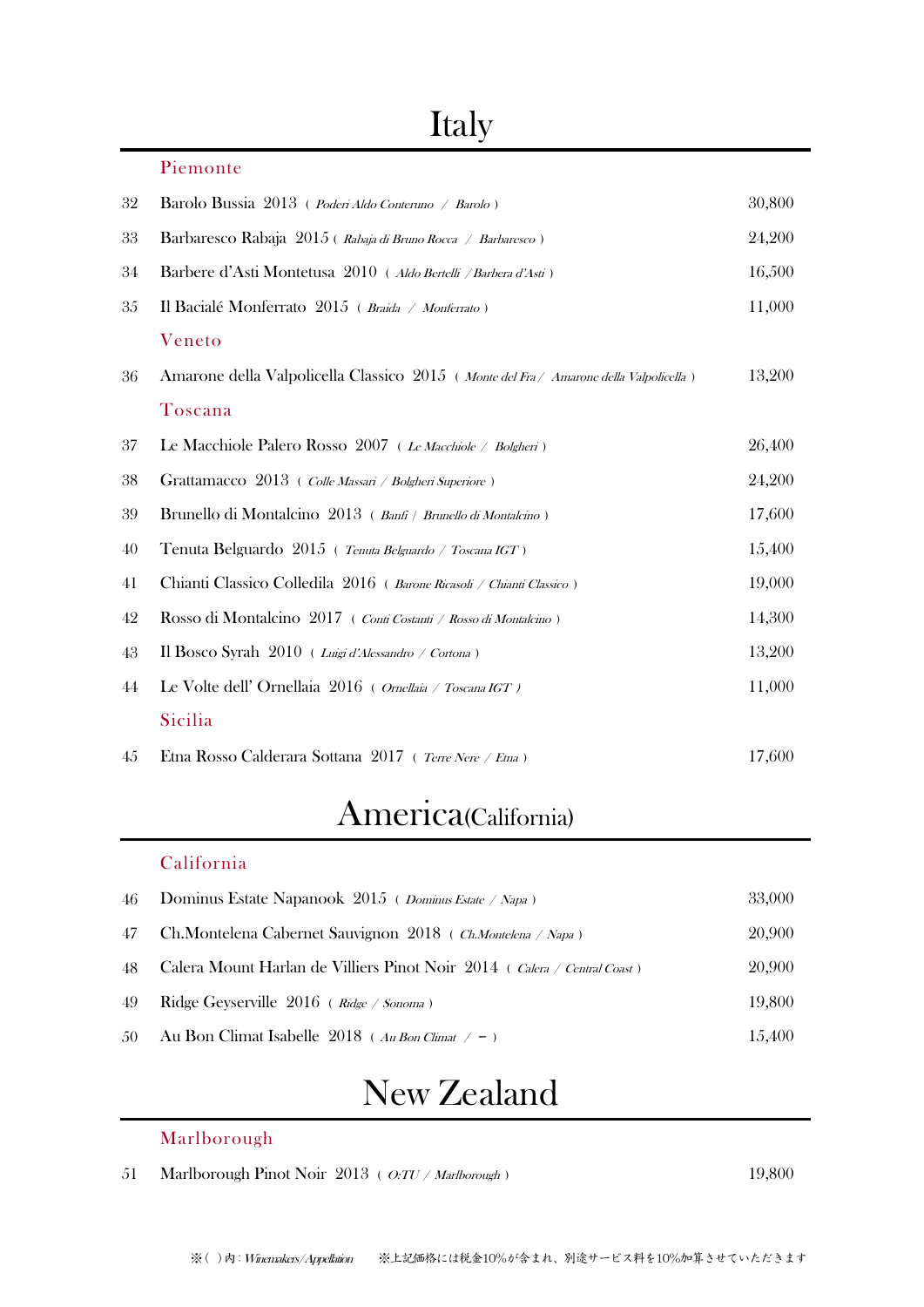# Italy

### Piemonte

| | | |
|---|---|---|
| 32 | Barolo Bussia 2013 ( *Poderi Aldo Conteruno / Barolo* ) | 30,800 |
| 33 | Barbaresco Rabaja 2015 ( *Rabaja di Bruno Rocca / Barbaresco* ) | 24,200 |
| 34 | Barbere d'Asti Montetusa 2010 ( *Aldo Bertelli / Barbera d'Asti* ) | 16,500 |
| 35 | Il Bacialé Monferrato 2015 ( *Braida / Monferrato* ) | 11,000 |

### Veneto

| | | |
|---|---|---|
| 36 | Amarone della Valpolicella Classico 2015 ( *Monte del Fra / Amarone della Valpolicella* ) | 13,200 |

### Toscana

| | | |
|---|---|---|
| 37 | Le Macchiole Palero Rosso 2007 ( *Le Macchiole / Bolgheri* ) | 26,400 |
| 38 | Grattamacco 2013 ( *Colle Massari / Bolgheri Superiore* ) | 24,200 |
| 39 | Brunello di Montalcino 2013 ( *Banfi / Brunello di Montalcino* ) | 17,600 |
| 40 | Tenuta Belguardo 2015 ( *Tenuta Belguardo / Toscana IGT* ) | 15,400 |
| 41 | Chianti Classico Colledila 2016 ( *Barone Ricasoli / Chianti Classico* ) | 19,000 |
| 42 | Rosso di Montalcino 2017 ( *Conti Costanti / Rosso di Montalcino* ) | 14,300 |
| 43 | Il Bosco Syrah 2010 ( *Luigi d'Alessandro / Cortona* ) | 13,200 |
| 44 | Le Volte dell' Ornellaia 2016 ( *Ornellaia / Toscana IGT* ) | 11,000 |

### Sicilia

| | | |
|---|---|---|
| 45 | Etna Rosso Calderara Sottana 2017 ( *Terre Nere / Etna* ) | 17,600 |

# America(California)

### California

| | | |
|---|---|---|
| 46 | Dominus Estate Napanook 2015 ( *Dominus Estate / Napa* ) | 33,000 |
| 47 | Ch.Montelena Cabernet Sauvignon 2018 ( *Ch.Montelena / Napa* ) | 20,900 |
| 48 | Calera Mount Harlan de Villiers Pinot Noir 2014 ( *Calera / Central Coast* ) | 20,900 |
| 49 | Ridge Geyserville 2016 ( *Ridge / Sonoma* ) | 19,800 |
| 50 | Au Bon Climat Isabelle 2018 ( *Au Bon Climat / –* ) | 15,400 |

# New Zealand

### Marlborough

| | | |
|---|---|---|
| 51 | Marlborough Pinot Noir 2013 ( *O:TU / Marlborough* ) | 19,800 |

※( )内: *Winemakers/Appellation*　　※上記価格には税金10%が含まれ、別途サービス料を10%加算させていただきます